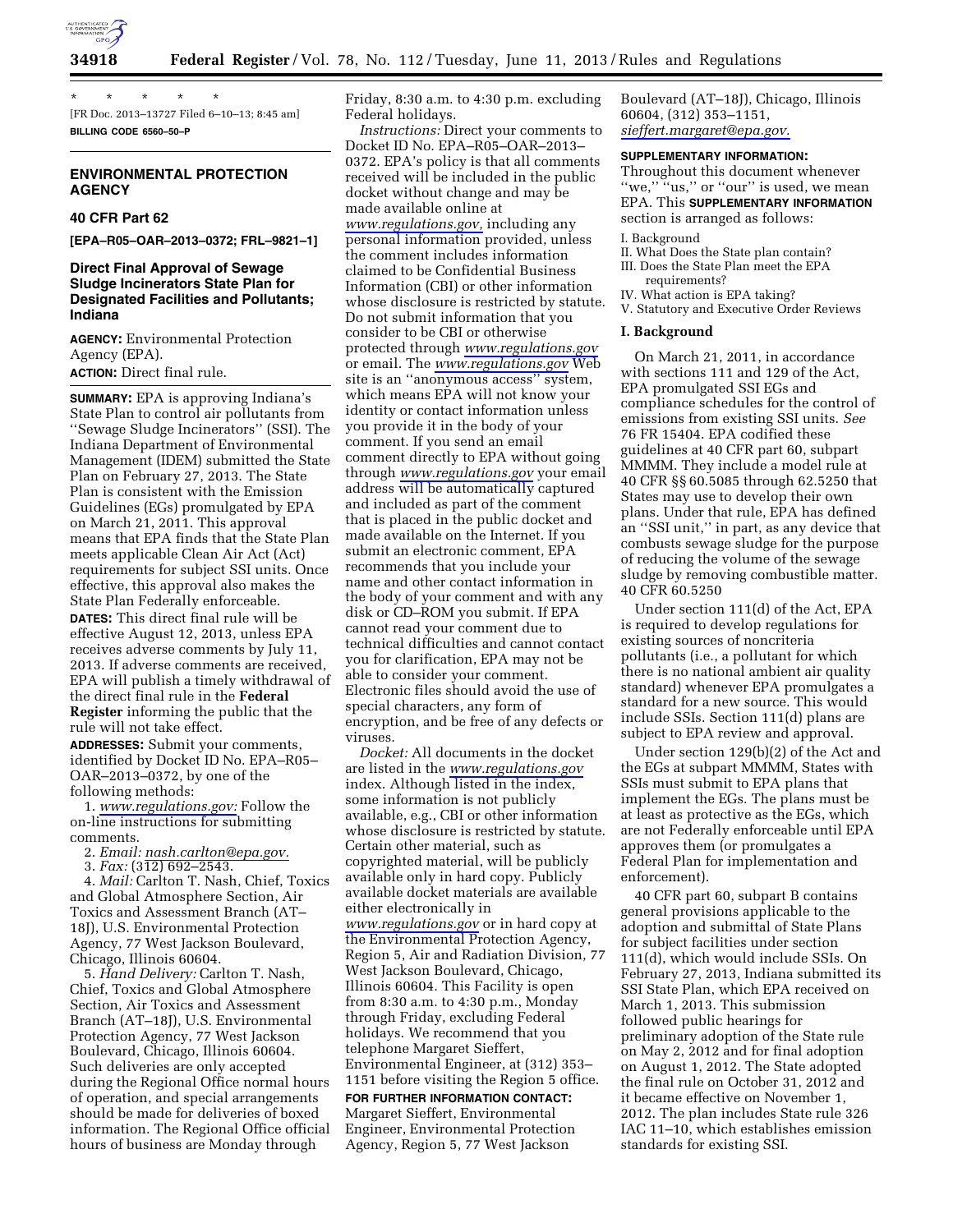\* \* \* \* \*

[FR Doc. 2013–13727 Filed 6–10–13; 8:45 am]

**BILLING CODE 6560–50–P**

## ENVIRONMENTAL PROTECTION AGENCY

### 40 CFR Part 62

**[EPA–R05–OAR–2013–0372; FRL–9821–1]**

### Direct Final Approval of Sewage Sludge Incinerators State Plan for Designated Facilities and Pollutants; Indiana

**AGENCY:** Environmental Protection Agency (EPA).

**ACTION:** Direct final rule.

**SUMMARY:** EPA is approving Indiana's State Plan to control air pollutants from ''Sewage Sludge Incinerators'' (SSI). The Indiana Department of Environmental Management (IDEM) submitted the State Plan on February 27, 2013. The State Plan is consistent with the Emission Guidelines (EGs) promulgated by EPA on March 21, 2011. This approval means that EPA finds that the State Plan meets applicable Clean Air Act (Act) requirements for subject SSI units. Once effective, this approval also makes the State Plan Federally enforceable.

**DATES:** This direct final rule will be effective August 12, 2013, unless EPA receives adverse comments by July 11, 2013. If adverse comments are received, EPA will publish a timely withdrawal of the direct final rule in the **Federal Register** informing the public that the rule will not take effect.

**ADDRESSES:** Submit your comments, identified by Docket ID No. EPA–R05–OAR–2013–0372, by one of the following methods:

1. *www.regulations.gov:* Follow the on-line instructions for submitting comments.
2. *Email: nash.carlton@epa.gov.*
3. *Fax:* (312) 692–2543.
4. *Mail:* Carlton T. Nash, Chief, Toxics and Global Atmosphere Section, Air Toxics and Assessment Branch (AT–18J), U.S. Environmental Protection Agency, 77 West Jackson Boulevard, Chicago, Illinois 60604.
5. *Hand Delivery:* Carlton T. Nash, Chief, Toxics and Global Atmosphere Section, Air Toxics and Assessment Branch (AT–18J), U.S. Environmental Protection Agency, 77 West Jackson Boulevard, Chicago, Illinois 60604. Such deliveries are only accepted during the Regional Office normal hours of operation, and special arrangements should be made for deliveries of boxed information. The Regional Office official hours of business are Monday through Friday, 8:30 a.m. to 4:30 p.m. excluding Federal holidays.

*Instructions:* Direct your comments to Docket ID No. EPA–R05–OAR–2013–0372. EPA's policy is that all comments received will be included in the public docket without change and may be made available online at *www.regulations.gov,* including any personal information provided, unless the comment includes information claimed to be Confidential Business Information (CBI) or other information whose disclosure is restricted by statute. Do not submit information that you consider to be CBI or otherwise protected through *www.regulations.gov* or email. The *www.regulations.gov* Web site is an ''anonymous access'' system, which means EPA will not know your identity or contact information unless you provide it in the body of your comment. If you send an email comment directly to EPA without going through *www.regulations.gov* your email address will be automatically captured and included as part of the comment that is placed in the public docket and made available on the Internet. If you submit an electronic comment, EPA recommends that you include your name and other contact information in the body of your comment and with any disk or CD–ROM you submit. If EPA cannot read your comment due to technical difficulties and cannot contact you for clarification, EPA may not be able to consider your comment. Electronic files should avoid the use of special characters, any form of encryption, and be free of any defects or viruses.

*Docket:* All documents in the docket are listed in the *www.regulations.gov* index. Although listed in the index, some information is not publicly available, e.g., CBI or other information whose disclosure is restricted by statute. Certain other material, such as copyrighted material, will be publicly available only in hard copy. Publicly available docket materials are available either electronically in *www.regulations.gov* or in hard copy at the Environmental Protection Agency, Region 5, Air and Radiation Division, 77 West Jackson Boulevard, Chicago, Illinois 60604. This Facility is open from 8:30 a.m. to 4:30 p.m., Monday through Friday, excluding Federal holidays. We recommend that you telephone Margaret Sieffert, Environmental Engineer, at (312) 353–1151 before visiting the Region 5 office.

**FOR FURTHER INFORMATION CONTACT:** Margaret Sieffert, Environmental Engineer, Environmental Protection Agency, Region 5, 77 West Jackson Boulevard (AT–18J), Chicago, Illinois 60604, (312) 353–1151, *sieffert.margaret@epa.gov.*

**SUPPLEMENTARY INFORMATION:** Throughout this document whenever ''we,'' ''us,'' or ''our'' is used, we mean EPA. This **SUPPLEMENTARY INFORMATION** section is arranged as follows:

I. Background
II. What Does the State plan contain?
III. Does the State Plan meet the EPA requirements?
IV. What action is EPA taking?
V. Statutory and Executive Order Reviews

### I. Background

On March 21, 2011, in accordance with sections 111 and 129 of the Act, EPA promulgated SSI EGs and compliance schedules for the control of emissions from existing SSI units. *See* 76 FR 15404. EPA codified these guidelines at 40 CFR part 60, subpart MMMM. They include a model rule at 40 CFR §§ 60.5085 through 62.5250 that States may use to develop their own plans. Under that rule, EPA has defined an ''SSI unit,'' in part, as any device that combusts sewage sludge for the purpose of reducing the volume of the sewage sludge by removing combustible matter. 40 CFR 60.5250

Under section 111(d) of the Act, EPA is required to develop regulations for existing sources of noncriteria pollutants (i.e., a pollutant for which there is no national ambient air quality standard) whenever EPA promulgates a standard for a new source. This would include SSIs. Section 111(d) plans are subject to EPA review and approval.

Under section 129(b)(2) of the Act and the EGs at subpart MMMM, States with SSIs must submit to EPA plans that implement the EGs. The plans must be at least as protective as the EGs, which are not Federally enforceable until EPA approves them (or promulgates a Federal Plan for implementation and enforcement).

40 CFR part 60, subpart B contains general provisions applicable to the adoption and submittal of State Plans for subject facilities under section 111(d), which would include SSIs. On February 27, 2013, Indiana submitted its SSI State Plan, which EPA received on March 1, 2013. This submission followed public hearings for preliminary adoption of the State rule on May 2, 2012 and for final adoption on August 1, 2012. The State adopted the final rule on October 31, 2012 and it became effective on November 1, 2012. The plan includes State rule 326 IAC 11–10, which establishes emission standards for existing SSI.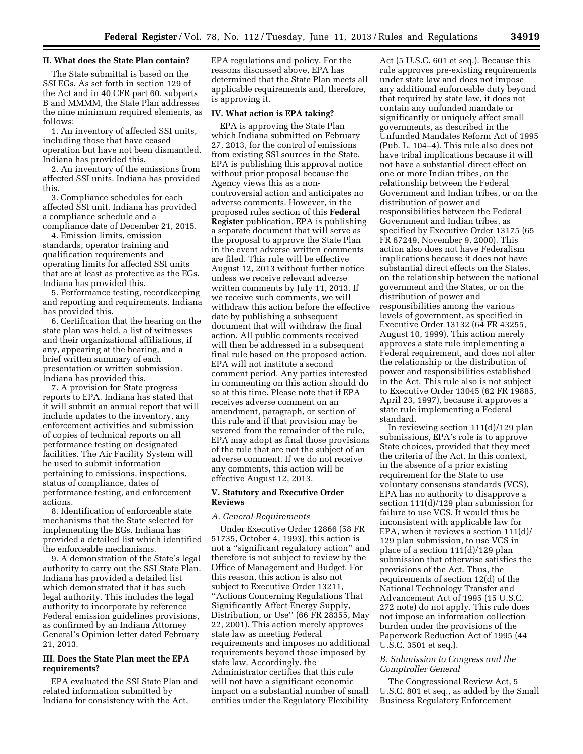## II. What does the State Plan contain?

The State submittal is based on the SSI EGs. As set forth in section 129 of the Act and in 40 CFR part 60, subparts B and MMMM, the State Plan addresses the nine minimum required elements, as follows:

1. An inventory of affected SSI units, including those that have ceased operation but have not been dismantled. Indiana has provided this.

2. An inventory of the emissions from affected SSI units. Indiana has provided this.

3. Compliance schedules for each affected SSI unit. Indiana has provided a compliance schedule and a compliance date of December 21, 2015.

4. Emission limits, emission standards, operator training and qualification requirements and operating limits for affected SSI units that are at least as protective as the EGs. Indiana has provided this.

5. Performance testing, recordkeeping and reporting and requirements. Indiana has provided this.

6. Certification that the hearing on the state plan was held, a list of witnesses and their organizational affiliations, if any, appearing at the hearing, and a brief written summary of each presentation or written submission. Indiana has provided this.

7. A provision for State progress reports to EPA. Indiana has stated that it will submit an annual report that will include updates to the inventory, any enforcement activities and submission of copies of technical reports on all performance testing on designated facilities. The Air Facility System will be used to submit information pertaining to emissions, inspections, status of compliance, dates of performance testing, and enforcement actions.

8. Identification of enforceable state mechanisms that the State selected for implementing the EGs. Indiana has provided a detailed list which identified the enforceable mechanisms.

9. A demonstration of the State's legal authority to carry out the SSI State Plan. Indiana has provided a detailed list which demonstrated that it has such legal authority. This includes the legal authority to incorporate by reference Federal emission guidelines provisions, as confirmed by an Indiana Attorney General's Opinion letter dated February 21, 2013.

## III. Does the State Plan meet the EPA requirements?

EPA evaluated the SSI State Plan and related information submitted by Indiana for consistency with the Act, EPA regulations and policy. For the reasons discussed above, EPA has determined that the State Plan meets all applicable requirements and, therefore, is approving it.

## IV. What action is EPA taking?

EPA is approving the State Plan which Indiana submitted on February 27, 2013, for the control of emissions from existing SSI sources in the State. EPA is publishing this approval notice without prior proposal because the Agency views this as a noncontroversial action and anticipates no adverse comments. However, in the proposed rules section of this **Federal Register** publication, EPA is publishing a separate document that will serve as the proposal to approve the State Plan in the event adverse written comments are filed. This rule will be effective August 12, 2013 without further notice unless we receive relevant adverse written comments by July 11, 2013. If we receive such comments, we will withdraw this action before the effective date by publishing a subsequent document that will withdraw the final action. All public comments received will then be addressed in a subsequent final rule based on the proposed action. EPA will not institute a second comment period. Any parties interested in commenting on this action should do so at this time. Please note that if EPA receives adverse comment on an amendment, paragraph, or section of this rule and if that provision may be severed from the remainder of the rule, EPA may adopt as final those provisions of the rule that are not the subject of an adverse comment. If we do not receive any comments, this action will be effective August 12, 2013.

## V. Statutory and Executive Order Reviews

### *A. General Requirements*

Under Executive Order 12866 (58 FR 51735, October 4, 1993), this action is not a "significant regulatory action" and therefore is not subject to review by the Office of Management and Budget. For this reason, this action is also not subject to Executive Order 13211, "Actions Concerning Regulations That Significantly Affect Energy Supply, Distribution, or Use" (66 FR 28355, May 22, 2001). This action merely approves state law as meeting Federal requirements and imposes no additional requirements beyond those imposed by state law. Accordingly, the Administrator certifies that this rule will not have a significant economic impact on a substantial number of small entities under the Regulatory Flexibility Act (5 U.S.C. 601 et seq.). Because this rule approves pre-existing requirements under state law and does not impose any additional enforceable duty beyond that required by state law, it does not contain any unfunded mandate or significantly or uniquely affect small governments, as described in the Unfunded Mandates Reform Act of 1995 (Pub. L. 104–4). This rule also does not have tribal implications because it will not have a substantial direct effect on one or more Indian tribes, on the relationship between the Federal Government and Indian tribes, or on the distribution of power and responsibilities between the Federal Government and Indian tribes, as specified by Executive Order 13175 (65 FR 67249, November 9, 2000). This action also does not have Federalism implications because it does not have substantial direct effects on the States, on the relationship between the national government and the States, or on the distribution of power and responsibilities among the various levels of government, as specified in Executive Order 13132 (64 FR 43255, August 10, 1999). This action merely approves a state rule implementing a Federal requirement, and does not alter the relationship or the distribution of power and responsibilities established in the Act. This rule also is not subject to Executive Order 13045 (62 FR 19885, April 23, 1997), because it approves a state rule implementing a Federal standard.

In reviewing section 111(d)/129 plan submissions, EPA's role is to approve State choices, provided that they meet the criteria of the Act. In this context, in the absence of a prior existing requirement for the State to use voluntary consensus standards (VCS), EPA has no authority to disapprove a section 111(d)/129 plan submission for failure to use VCS. It would thus be inconsistent with applicable law for EPA, when it reviews a section 111(d)/129 plan submission, to use VCS in place of a section 111(d)/129 plan submission that otherwise satisfies the provisions of the Act. Thus, the requirements of section 12(d) of the National Technology Transfer and Advancement Act of 1995 (15 U.S.C. 272 note) do not apply. This rule does not impose an information collection burden under the provisions of the Paperwork Reduction Act of 1995 (44 U.S.C. 3501 et seq.).

### *B. Submission to Congress and the Comptroller General*

The Congressional Review Act, 5 U.S.C. 801 et seq., as added by the Small Business Regulatory Enforcement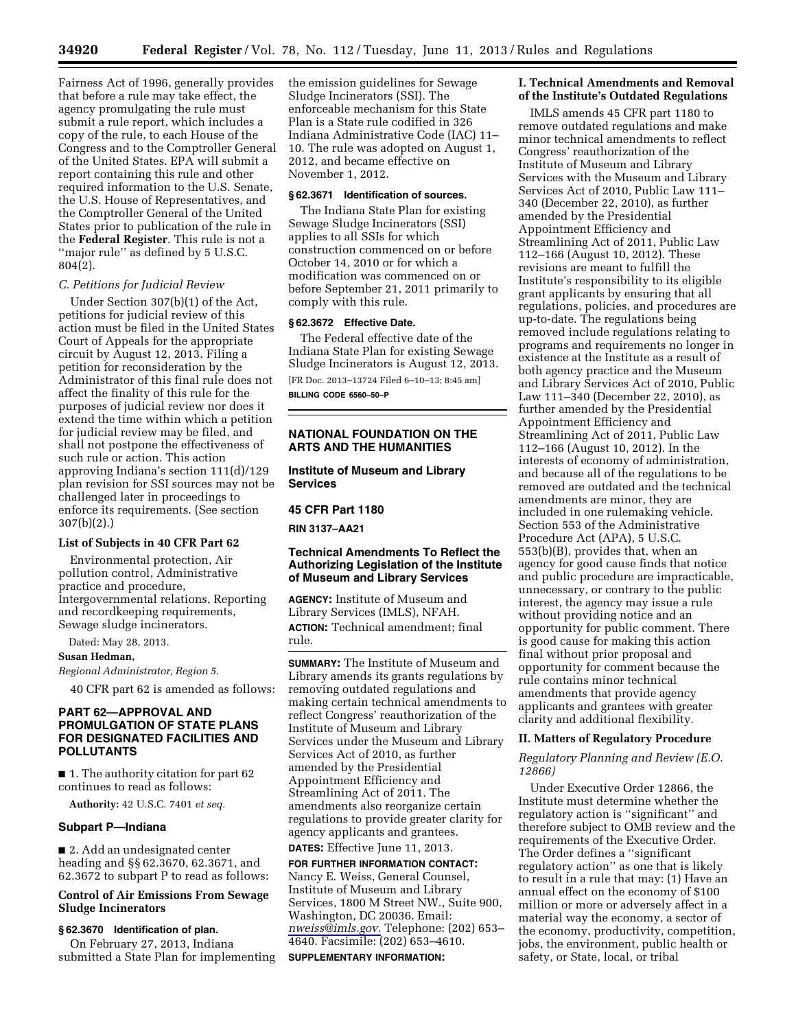Fairness Act of 1996, generally provides that before a rule may take effect, the agency promulgating the rule must submit a rule report, which includes a copy of the rule, to each House of the Congress and to the Comptroller General of the United States. EPA will submit a report containing this rule and other required information to the U.S. Senate, the U.S. House of Representatives, and the Comptroller General of the United States prior to publication of the rule in the **Federal Register**. This rule is not a ''major rule'' as defined by 5 U.S.C. 804(2).

*C. Petitions for Judicial Review*

Under Section 307(b)(1) of the Act, petitions for judicial review of this action must be filed in the United States Court of Appeals for the appropriate circuit by August 12, 2013. Filing a petition for reconsideration by the Administrator of this final rule does not affect the finality of this rule for the purposes of judicial review nor does it extend the time within which a petition for judicial review may be filed, and shall not postpone the effectiveness of such rule or action. This action approving Indiana's section 111(d)/129 plan revision for SSI sources may not be challenged later in proceedings to enforce its requirements. (See section 307(b)(2).)

**List of Subjects in 40 CFR Part 62**

Environmental protection, Air pollution control, Administrative practice and procedure, Intergovernmental relations, Reporting and recordkeeping requirements, Sewage sludge incinerators.

Dated: May 28, 2013.

**Susan Hedman,**

*Regional Administrator, Region 5.*

40 CFR part 62 is amended as follows:

## PART 62—APPROVAL AND PROMULGATION OF STATE PLANS FOR DESIGNATED FACILITIES AND POLLUTANTS

■ 1. The authority citation for part 62 continues to read as follows:

**Authority:** 42 U.S.C. 7401 *et seq.*

### Subpart P—Indiana

■ 2. Add an undesignated center heading and §§ 62.3670, 62.3671, and 62.3672 to subpart P to read as follows:

**Control of Air Emissions From Sewage Sludge Incinerators**

**§ 62.3670 Identification of plan.**

On February 27, 2013, Indiana submitted a State Plan for implementing the emission guidelines for Sewage Sludge Incinerators (SSI). The enforceable mechanism for this State Plan is a State rule codified in 326 Indiana Administrative Code (IAC) 11–10. The rule was adopted on August 1, 2012, and became effective on November 1, 2012.

**§ 62.3671 Identification of sources.**

The Indiana State Plan for existing Sewage Sludge Incinerators (SSI) applies to all SSIs for which construction commenced on or before October 14, 2010 or for which a modification was commenced on or before September 21, 2011 primarily to comply with this rule.

**§ 62.3672 Effective Date.**

The Federal effective date of the Indiana State Plan for existing Sewage Sludge Incinerators is August 12, 2013.

[FR Doc. 2013–13724 Filed 6–10–13; 8:45 am]

**BILLING CODE 6560–50–P**

---

## NATIONAL FOUNDATION ON THE ARTS AND THE HUMANITIES

### Institute of Museum and Library Services

### 45 CFR Part 1180

**RIN 3137–AA21**

### Technical Amendments To Reflect the Authorizing Legislation of the Institute of Museum and Library Services

**AGENCY:** Institute of Museum and Library Services (IMLS), NFAH.

**ACTION:** Technical amendment; final rule.

**SUMMARY:** The Institute of Museum and Library amends its grants regulations by removing outdated regulations and making certain technical amendments to reflect Congress' reauthorization of the Institute of Museum and Library Services under the Museum and Library Services Act of 2010, as further amended by the Presidential Appointment Efficiency and Streamlining Act of 2011. The amendments also reorganize certain regulations to provide greater clarity for agency applicants and grantees.

**DATES:** Effective June 11, 2013.

**FOR FURTHER INFORMATION CONTACT:** Nancy E. Weiss, General Counsel, Institute of Museum and Library Services, 1800 M Street NW., Suite 900, Washington, DC 20036. Email: *nweiss@imls.gov*. Telephone: (202) 653–4640. Facsimile: (202) 653–4610.

**SUPPLEMENTARY INFORMATION:**

**I. Technical Amendments and Removal of the Institute's Outdated Regulations**

IMLS amends 45 CFR part 1180 to remove outdated regulations and make minor technical amendments to reflect Congress' reauthorization of the Institute of Museum and Library Services with the Museum and Library Services Act of 2010, Public Law 111–340 (December 22, 2010), as further amended by the Presidential Appointment Efficiency and Streamlining Act of 2011, Public Law 112–166 (August 10, 2012). These revisions are meant to fulfill the Institute's responsibility to its eligible grant applicants by ensuring that all regulations, policies, and procedures are up-to-date. The regulations being removed include regulations relating to programs and requirements no longer in existence at the Institute as a result of both agency practice and the Museum and Library Services Act of 2010, Public Law 111–340 (December 22, 2010), as further amended by the Presidential Appointment Efficiency and Streamlining Act of 2011, Public Law 112–166 (August 10, 2012). In the interests of economy of administration, and because all of the regulations to be removed are outdated and the technical amendments are minor, they are included in one rulemaking vehicle. Section 553 of the Administrative Procedure Act (APA), 5 U.S.C. 553(b)(B), provides that, when an agency for good cause finds that notice and public procedure are impracticable, unnecessary, or contrary to the public interest, the agency may issue a rule without providing notice and an opportunity for public comment. There is good cause for making this action final without prior proposal and opportunity for comment because the rule contains minor technical amendments that provide agency applicants and grantees with greater clarity and additional flexibility.

**II. Matters of Regulatory Procedure**

*Regulatory Planning and Review (E.O. 12866)*

Under Executive Order 12866, the Institute must determine whether the regulatory action is ''significant'' and therefore subject to OMB review and the requirements of the Executive Order. The Order defines a ''significant regulatory action'' as one that is likely to result in a rule that may: (1) Have an annual effect on the economy of $100 million or more or adversely affect in a material way the economy, a sector of the economy, productivity, competition, jobs, the environment, public health or safety, or State, local, or tribal